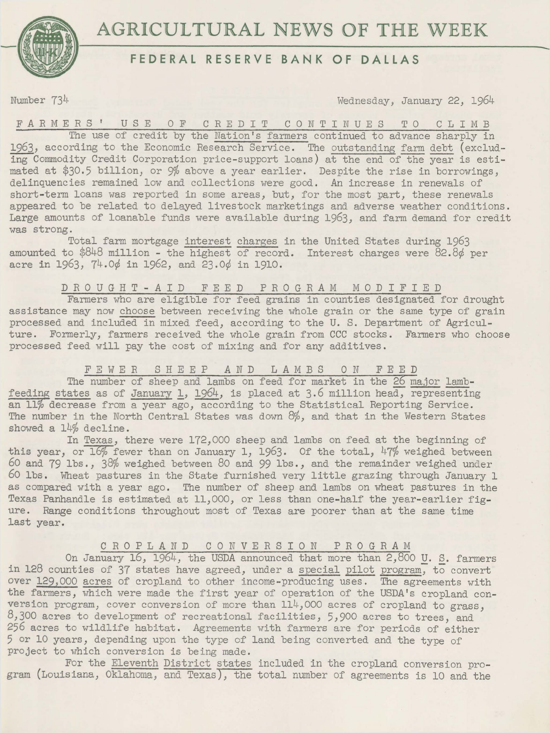# AGRICULTURAL NEWS OF THE WEEK

## FEDERAL RESERVE BANK OF DALLAS

Number 734 Wednesday, January 22, 1964

### FARMERS' USE OF CREDIT CONTINUES TO CLIMB

The use of credit by the Nation's farmers continued to advance sharply in 1963, according to the Economic Research Service. The outstanding farm debt (excluding Commodity Credit Corporation price-support loans) at the end of the year is estimated at $30.5 billion, or 9% above a year earlier. Despite the rise in borrowings, delinquencies remained low and collections were good. An increase in renewals of short-term loans was reported in some areas, but, for the most part, these renewals appeared to be related to delayed livestock marketings and adverse weather conditions. Large amounts of loanable funds were available during 1963, and farm demand for credit was strong.

Total farm mortgage interest charges in the United States during 1963 amounted to $848 million - the highest of record. Interest charges were 82.8¢ per acre in 1963, 74.0¢ in 1962, and 23.0¢ in 1910.

### DROUGHT-AID FEED PROGRAM MODIFIED

Farmers who are eligible for feed grains in counties designated for drought assistance may now choose between receiving the whole grain or the same type of grain processed and included in mixed feed, according to the U. S. Department of Agriculture. Formerly, farmers received the whole grain from CCC stocks. Farmers who choose processed feed will pay the cost of mixing and for any additives.

### FEWER SHEEP AND LAMBS ON FEED

The number of sheep and lambs on feed for market in the 26 major lamb-feeding states as of January 1, 1964, is placed at 3.6 million head, representing an 11% decrease from a year ago, according to the Statistical Reporting Service. The number in the North Central States was down 8%, and that in the Western States showed a 14% decline.

In Texas, there were 172,000 sheep and lambs on feed at the beginning of this year, or 16% fewer than on January 1, 1963. Of the total, 47% weighed between 60 and 79 lbs., 38% weighed between 80 and 99 lbs., and the remainder weighed under 60 lbs. Wheat pastures in the State furnished very little grazing through January 1 as compared with a year ago. The number of sheep and lambs on wheat pastures in the Texas Panhandle is estimated at 11,000, or less than one-half the year-earlier figure. Range conditions throughout most of Texas are poorer than at the same time last year.

### CROPLAND CONVERSION PROGRAM

On January 16, 1964, the USDA announced that more than 2,800 U. S. farmers in 128 counties of 37 states have agreed, under a special pilot program, to convert over 129,000 acres of cropland to other income-producing uses. The agreements with the farmers, which were made the first year of operation of the USDA's cropland conversion program, cover conversion of more than 114,000 acres of cropland to grass, 8,300 acres to development of recreational facilities, 5,900 acres to trees, and 256 acres to wildlife habitat. Agreements with farmers are for periods of either 5 or 10 years, depending upon the type of land being converted and the type of project to which conversion is being made.

For the Eleventh District states included in the cropland conversion program (Louisiana, Oklahoma, and Texas), the total number of agreements is 10 and the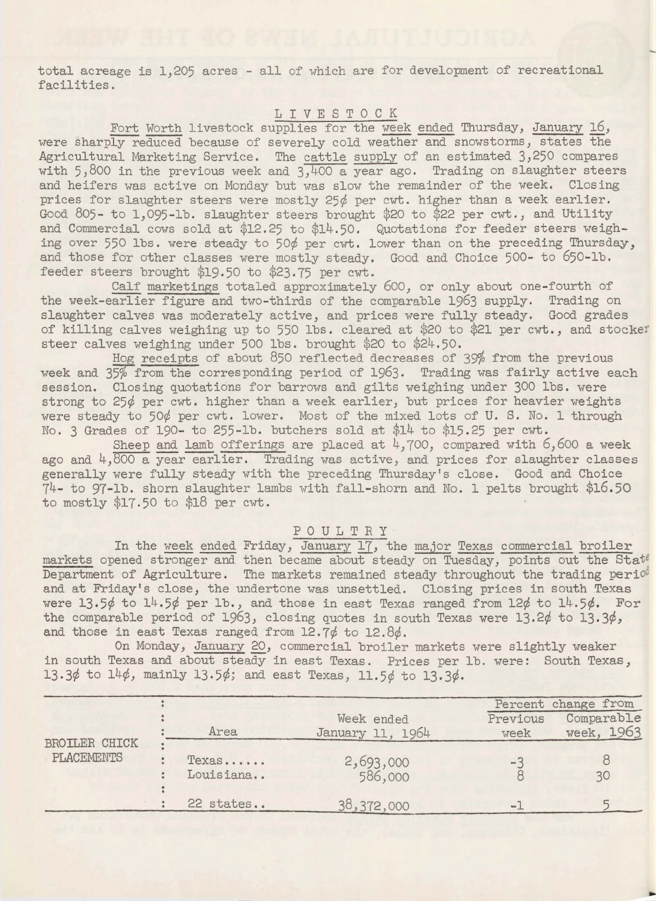total acreage is 1,205 acres - all of which are for development of recreational facilities.

## LIVESTOCK

Fort Worth livestock supplies for the week ended Thursday, January 16, were sharply reduced because of severely cold weather and snowstorms, states the Agricultural Marketing Service. The cattle supply of an estimated 3,250 compares with 5,800 in the previous week and 3,400 a year ago. Trading on slaughter steers and heifers was active on Monday but was slow the remainder of the week. Closing prices for slaughter steers were mostly 25¢ per cwt. higher than a week earlier. Good 805- to 1,095-lb. slaughter steers brought $20 to $22 per cwt., and Utility and Commercial cows sold at $12.25 to $14.50. Quotations for feeder steers weighing over 550 lbs. were steady to 50¢ per cwt. lower than on the preceding Thursday, and those for other classes were mostly steady. Good and Choice 500- to 650-lb. feeder steers brought $19.50 to $23.75 per cwt.

Calf marketings totaled approximately 600, or only about one-fourth of the week-earlier figure and two-thirds of the comparable 1963 supply. Trading on slaughter calves was moderately active, and prices were fully steady. Good grades of killing calves weighing up to 550 lbs. cleared at $20 to $21 per cwt., and stocker steer calves weighing under 500 lbs. brought $20 to $24.50.

Hog receipts of about 850 reflected decreases of 39% from the previous week and 35% from the corresponding period of 1963. Trading was fairly active each session. Closing quotations for barrows and gilts weighing under 300 lbs. were strong to 25¢ per cwt. higher than a week earlier, but prices for heavier weights were steady to 50¢ per cwt. lower. Most of the mixed lots of U. S. No. 1 through No. 3 Grades of 190- to 255-lb. butchers sold at $14 to $15.25 per cwt.

Sheep and lamb offerings are placed at 4,700, compared with 6,600 a week ago and 4,800 a year earlier. Trading was active, and prices for slaughter classes generally were fully steady with the preceding Thursday's close. Good and Choice 74- to 97-lb. shorn slaughter lambs with fall-shorn and No. 1 pelts brought $16.50 to mostly $17.50 to $18 per cwt.

## POULTRY

In the week ended Friday, January 17, the major Texas commercial broiler markets opened stronger and then became about steady on Tuesday, points out the State Department of Agriculture. The markets remained steady throughout the trading period and at Friday's close, the undertone was unsettled. Closing prices in south Texas were 13.5¢ to 14.5¢ per lb., and those in east Texas ranged from 12¢ to 14.5¢. For the comparable period of 1963, closing quotes in south Texas were 13.2¢ to 13.3¢, and those in east Texas ranged from 12.7¢ to 12.8¢.

On Monday, January 20, commercial broiler markets were slightly weaker in south Texas and about steady in east Texas. Prices per lb. were: South Texas, 13.3¢ to 14¢, mainly 13.5¢; and east Texas, 11.5¢ to 13.3¢.

| | | | Percent change from | |
|---|---|---|---|---|
| | Area | Week ended January 11, 1964 | Previous week | Comparable week, 1963 |
| BROILER CHICK PLACEMENTS | Texas...... | 2,693,000 | -3 | 8 |
| | Louisiana.. | 586,000 | 8 | 30 |
| | 22 states.. | 38,372,000 | -1 | 5 |